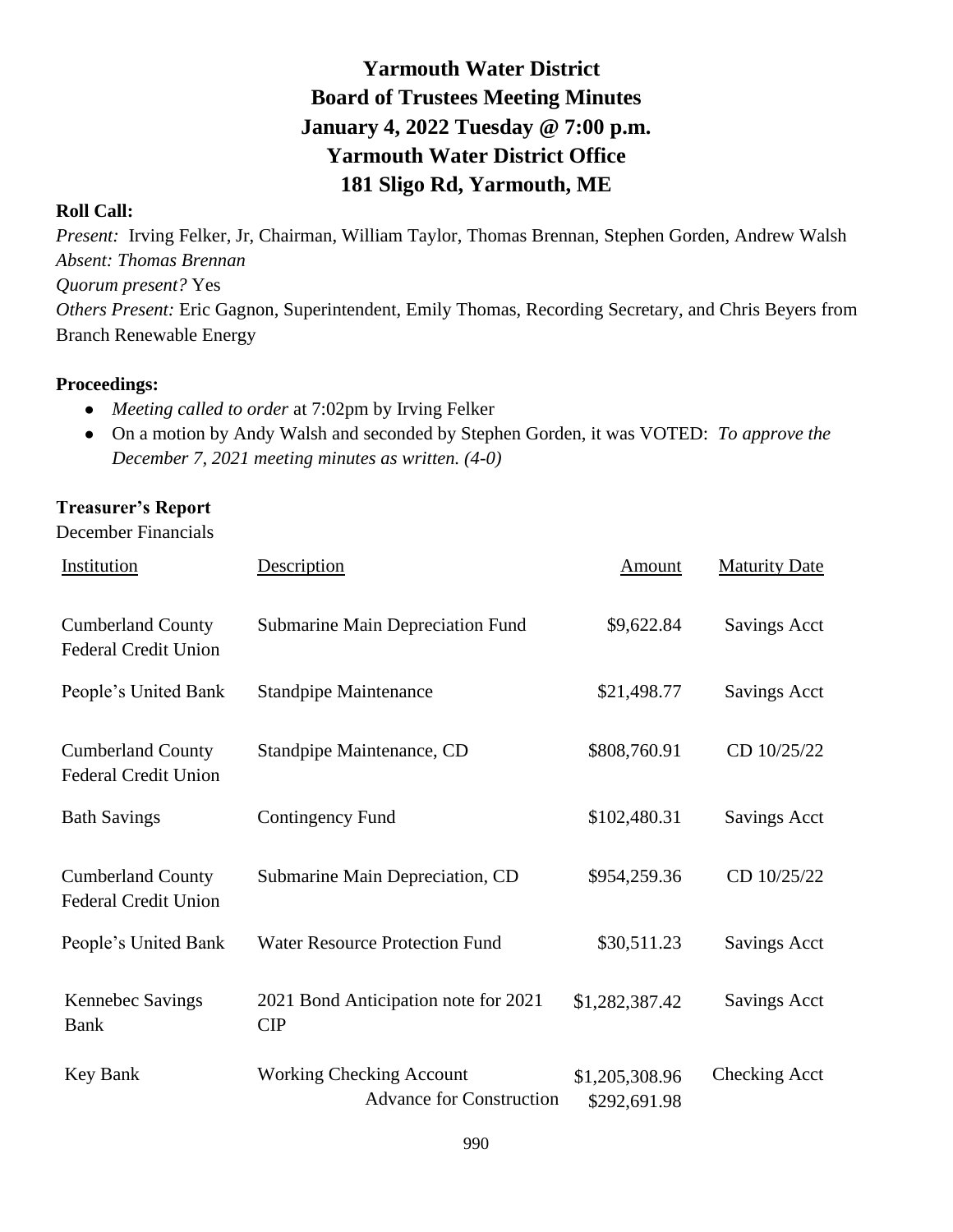# Yarmouth Water District
# Board of Trustees Meeting Minutes
# January 4, 2022 Tuesday @ 7:00 p.m.
# Yarmouth Water District Office
# 181 Sligo Rd, Yarmouth, ME

**Roll Call:**

*Present:* Irving Felker, Jr, Chairman, William Taylor, Thomas Brennan, Stephen Gorden, Andrew Walsh
*Absent: Thomas Brennan*
*Quorum present?* Yes
*Others Present:* Eric Gagnon, Superintendent, Emily Thomas, Recording Secretary, and Chris Beyers from Branch Renewable Energy

**Proceedings:**

- *Meeting called to order* at 7:02pm by Irving Felker
- On a motion by Andy Walsh and seconded by Stephen Gorden, it was VOTED: *To approve the December 7, 2021 meeting minutes as written. (4-0)*

**Treasurer's Report**

December Financials

| Institution | Description | Amount | Maturity Date |
|---|---|---|---|
| Cumberland County Federal Credit Union | Submarine Main Depreciation Fund | $9,622.84 | Savings Acct |
| People's United Bank | Standpipe Maintenance | $21,498.77 | Savings Acct |
| Cumberland County Federal Credit Union | Standpipe Maintenance, CD | $808,760.91 | CD 10/25/22 |
| Bath Savings | Contingency Fund | $102,480.31 | Savings Acct |
| Cumberland County Federal Credit Union | Submarine Main Depreciation, CD | $954,259.36 | CD 10/25/22 |
| People's United Bank | Water Resource Protection Fund | $30,511.23 | Savings Acct |
| Kennebec Savings Bank | 2021 Bond Anticipation note for 2021 CIP | $1,282,387.42 | Savings Acct |
| Key Bank | Working Checking Account | $1,205,308.96 | Checking Acct |
| | Advance for Construction | $292,691.98 | |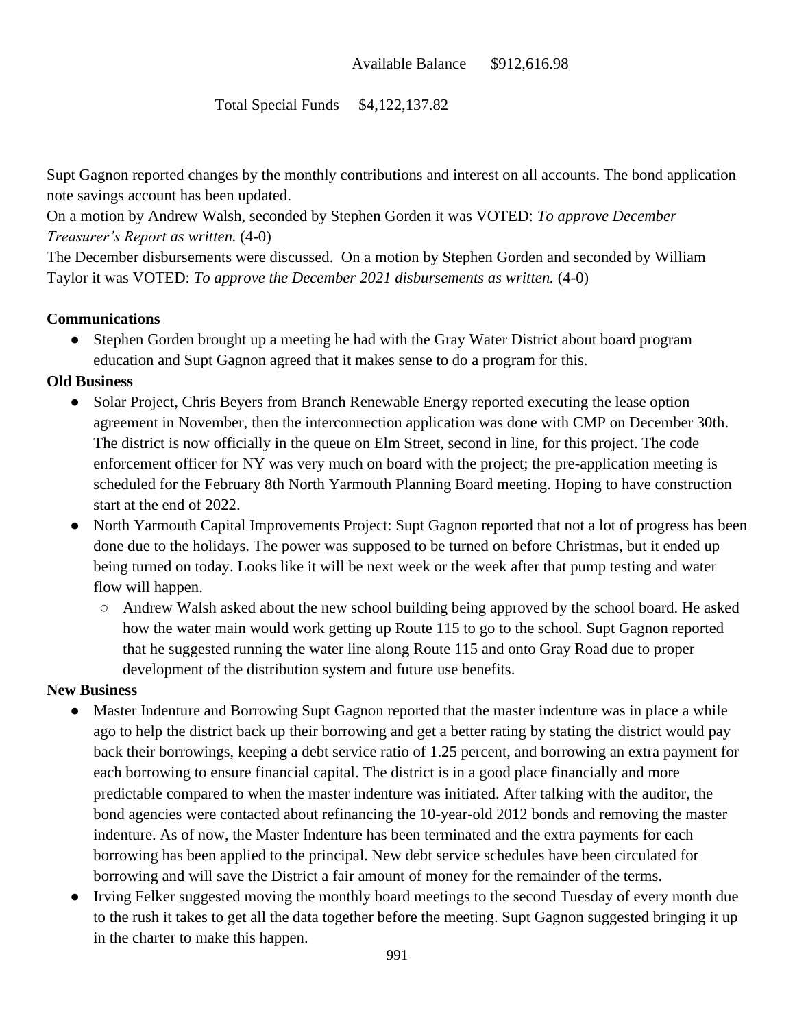Available Balance $912,616.98

Total Special Funds $4,122,137.82

Supt Gagnon reported changes by the monthly contributions and interest on all accounts. The bond application note savings account has been updated.

On a motion by Andrew Walsh, seconded by Stephen Gorden it was VOTED: *To approve December Treasurer's Report as written.* (4-0)

The December disbursements were discussed. On a motion by Stephen Gorden and seconded by William Taylor it was VOTED: *To approve the December 2021 disbursements as written.* (4-0)

**Communications**

- Stephen Gorden brought up a meeting he had with the Gray Water District about board program education and Supt Gagnon agreed that it makes sense to do a program for this.

**Old Business**

- Solar Project, Chris Beyers from Branch Renewable Energy reported executing the lease option agreement in November, then the interconnection application was done with CMP on December 30th. The district is now officially in the queue on Elm Street, second in line, for this project. The code enforcement officer for NY was very much on board with the project; the pre-application meeting is scheduled for the February 8th North Yarmouth Planning Board meeting. Hoping to have construction start at the end of 2022.
- North Yarmouth Capital Improvements Project: Supt Gagnon reported that not a lot of progress has been done due to the holidays. The power was supposed to be turned on before Christmas, but it ended up being turned on today. Looks like it will be next week or the week after that pump testing and water flow will happen.
  - Andrew Walsh asked about the new school building being approved by the school board. He asked how the water main would work getting up Route 115 to go to the school. Supt Gagnon reported that he suggested running the water line along Route 115 and onto Gray Road due to proper development of the distribution system and future use benefits.

**New Business**

- Master Indenture and Borrowing Supt Gagnon reported that the master indenture was in place a while ago to help the district back up their borrowing and get a better rating by stating the district would pay back their borrowings, keeping a debt service ratio of 1.25 percent, and borrowing an extra payment for each borrowing to ensure financial capital. The district is in a good place financially and more predictable compared to when the master indenture was initiated. After talking with the auditor, the bond agencies were contacted about refinancing the 10-year-old 2012 bonds and removing the master indenture. As of now, the Master Indenture has been terminated and the extra payments for each borrowing has been applied to the principal. New debt service schedules have been circulated for borrowing and will save the District a fair amount of money for the remainder of the terms.
- Irving Felker suggested moving the monthly board meetings to the second Tuesday of every month due to the rush it takes to get all the data together before the meeting. Supt Gagnon suggested bringing it up in the charter to make this happen.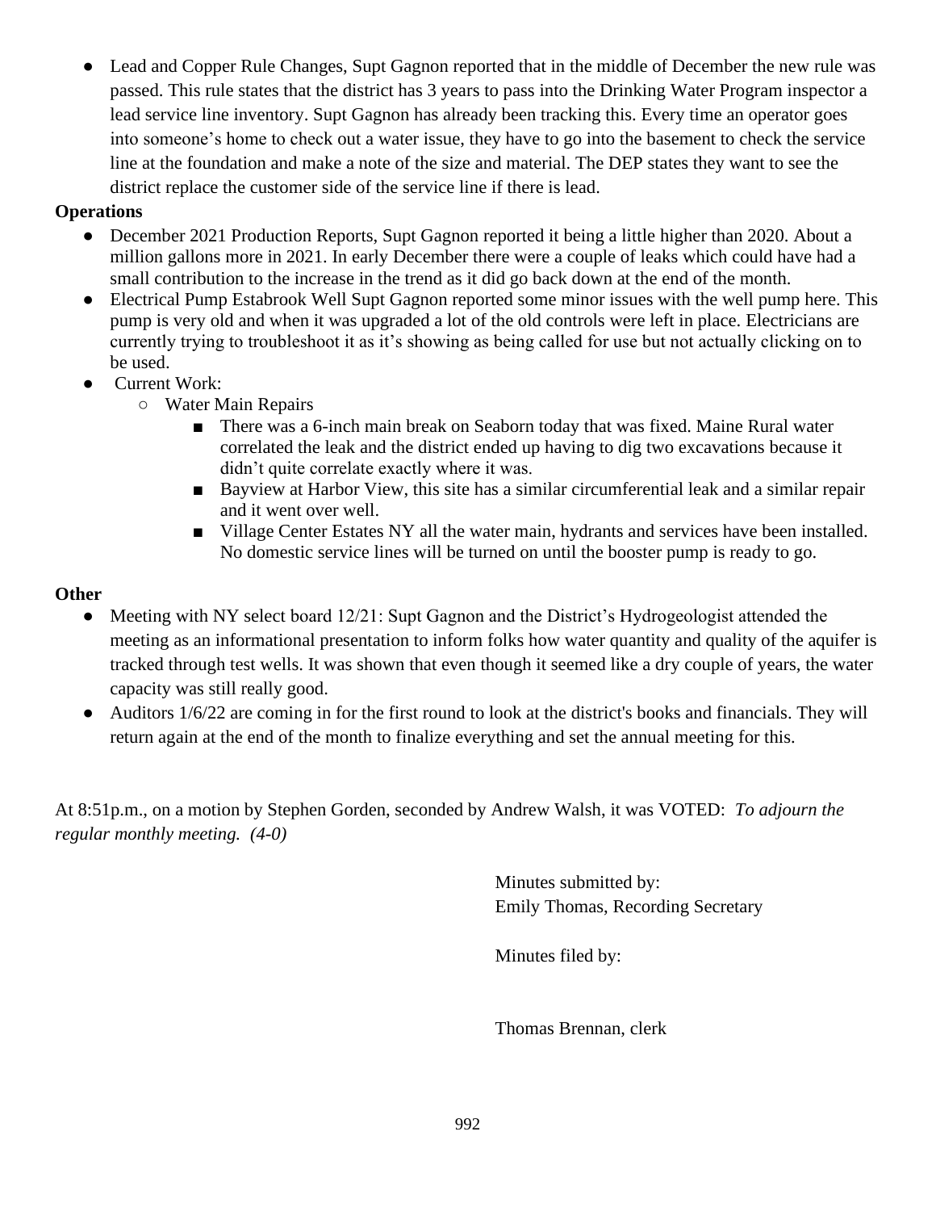- Lead and Copper Rule Changes, Supt Gagnon reported that in the middle of December the new rule was passed. This rule states that the district has 3 years to pass into the Drinking Water Program inspector a lead service line inventory. Supt Gagnon has already been tracking this. Every time an operator goes into someone's home to check out a water issue, they have to go into the basement to check the service line at the foundation and make a note of the size and material. The DEP states they want to see the district replace the customer side of the service line if there is lead.

**Operations**

- December 2021 Production Reports, Supt Gagnon reported it being a little higher than 2020. About a million gallons more in 2021. In early December there were a couple of leaks which could have had a small contribution to the increase in the trend as it did go back down at the end of the month.
- Electrical Pump Estabrook Well Supt Gagnon reported some minor issues with the well pump here. This pump is very old and when it was upgraded a lot of the old controls were left in place. Electricians are currently trying to troubleshoot it as it's showing as being called for use but not actually clicking on to be used.
- Current Work:
  - Water Main Repairs
    - There was a 6-inch main break on Seaborn today that was fixed. Maine Rural water correlated the leak and the district ended up having to dig two excavations because it didn't quite correlate exactly where it was.
    - Bayview at Harbor View, this site has a similar circumferential leak and a similar repair and it went over well.
    - Village Center Estates NY all the water main, hydrants and services have been installed. No domestic service lines will be turned on until the booster pump is ready to go.

**Other**

- Meeting with NY select board 12/21: Supt Gagnon and the District's Hydrogeologist attended the meeting as an informational presentation to inform folks how water quantity and quality of the aquifer is tracked through test wells. It was shown that even though it seemed like a dry couple of years, the water capacity was still really good.
- Auditors 1/6/22 are coming in for the first round to look at the district's books and financials. They will return again at the end of the month to finalize everything and set the annual meeting for this.

At 8:51p.m., on a motion by Stephen Gorden, seconded by Andrew Walsh, it was VOTED: *To adjourn the regular monthly meeting. (4-0)*

Minutes submitted by:
Emily Thomas, Recording Secretary

Minutes filed by:

Thomas Brennan, clerk